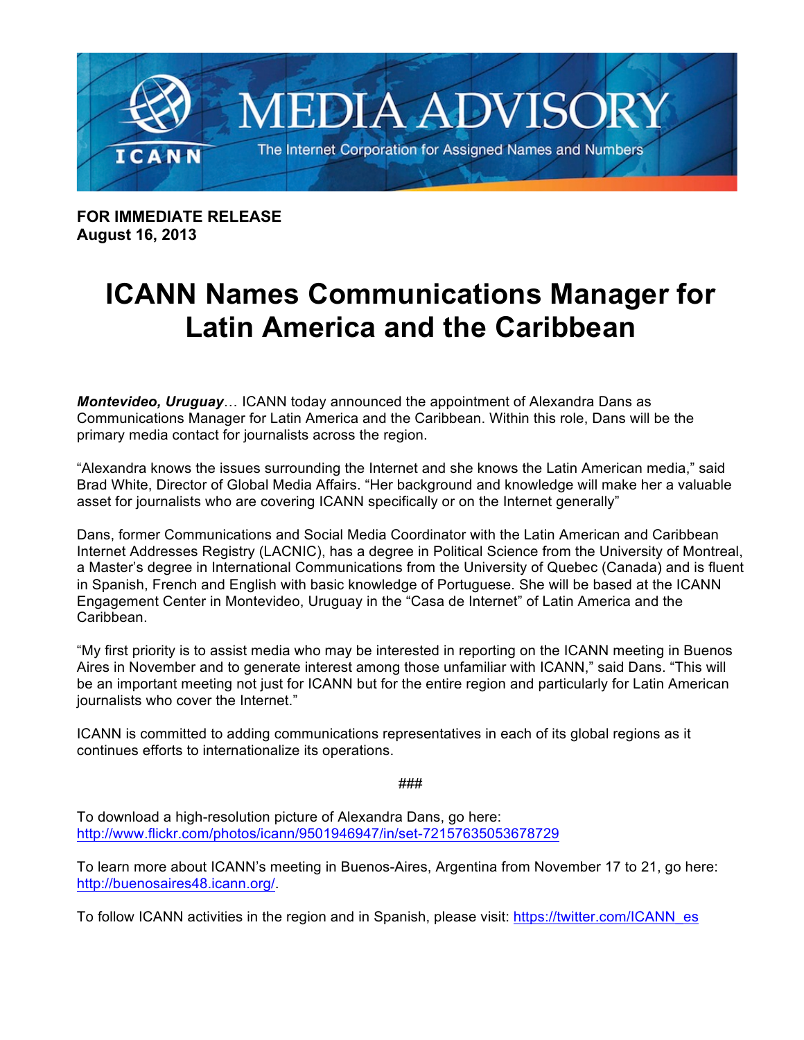MEDIA ADVISORY

ICANN

The Internet Corporation for Assigned Names and Numbers

**FOR IMMEDIATE RELEASE**
**August 16, 2013**

# ICANN Names Communications Manager for Latin America and the Caribbean

***Montevideo, Uruguay***… ICANN today announced the appointment of Alexandra Dans as Communications Manager for Latin America and the Caribbean. Within this role, Dans will be the primary media contact for journalists across the region.

"Alexandra knows the issues surrounding the Internet and she knows the Latin American media," said Brad White, Director of Global Media Affairs. "Her background and knowledge will make her a valuable asset for journalists who are covering ICANN specifically or on the Internet generally"

Dans, former Communications and Social Media Coordinator with the Latin American and Caribbean Internet Addresses Registry (LACNIC), has a degree in Political Science from the University of Montreal, a Master's degree in International Communications from the University of Quebec (Canada) and is fluent in Spanish, French and English with basic knowledge of Portuguese. She will be based at the ICANN Engagement Center in Montevideo, Uruguay in the "Casa de Internet" of Latin America and the Caribbean.

"My first priority is to assist media who may be interested in reporting on the ICANN meeting in Buenos Aires in November and to generate interest among those unfamiliar with ICANN," said Dans. "This will be an important meeting not just for ICANN but for the entire region and particularly for Latin American journalists who cover the Internet."

ICANN is committed to adding communications representatives in each of its global regions as it continues efforts to internationalize its operations.

###

To download a high-resolution picture of Alexandra Dans, go here:
http://www.flickr.com/photos/icann/9501946947/in/set-72157635053678729

To learn more about ICANN's meeting in Buenos-Aires, Argentina from November 17 to 21, go here:
http://buenosaires48.icann.org/.

To follow ICANN activities in the region and in Spanish, please visit: https://twitter.com/ICANN_es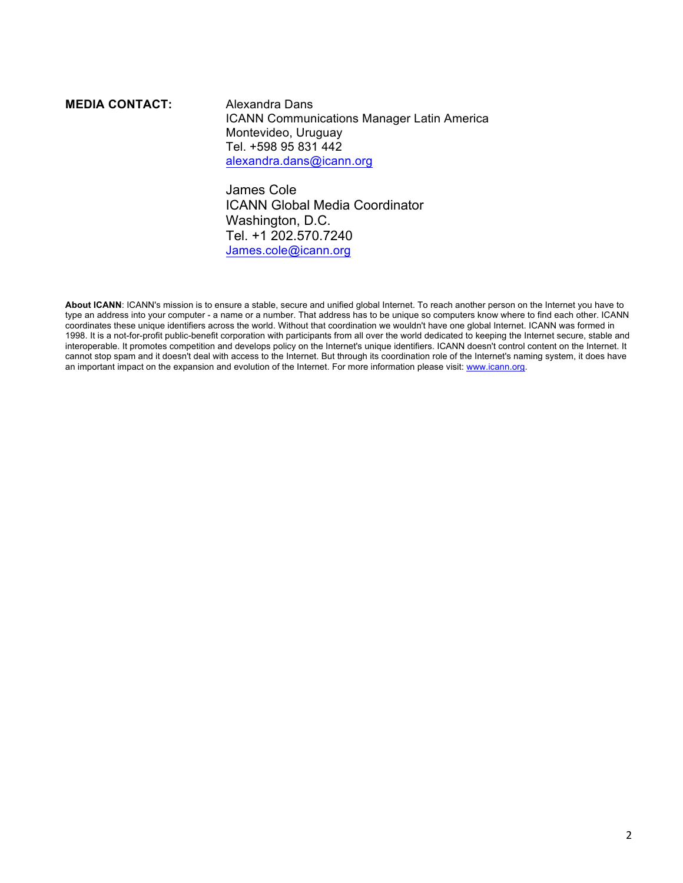**MEDIA CONTACT:**

Alexandra Dans
ICANN Communications Manager Latin America
Montevideo, Uruguay
Tel. +598 95 831 442
alexandra.dans@icann.org

James Cole
ICANN Global Media Coordinator
Washington, D.C.
Tel. +1 202.570.7240
James.cole@icann.org

**About ICANN**: ICANN's mission is to ensure a stable, secure and unified global Internet. To reach another person on the Internet you have to type an address into your computer - a name or a number. That address has to be unique so computers know where to find each other. ICANN coordinates these unique identifiers across the world. Without that coordination we wouldn't have one global Internet. ICANN was formed in 1998. It is a not-for-profit public-benefit corporation with participants from all over the world dedicated to keeping the Internet secure, stable and interoperable. It promotes competition and develops policy on the Internet's unique identifiers. ICANN doesn't control content on the Internet. It cannot stop spam and it doesn't deal with access to the Internet. But through its coordination role of the Internet's naming system, it does have an important impact on the expansion and evolution of the Internet. For more information please visit: www.icann.org.